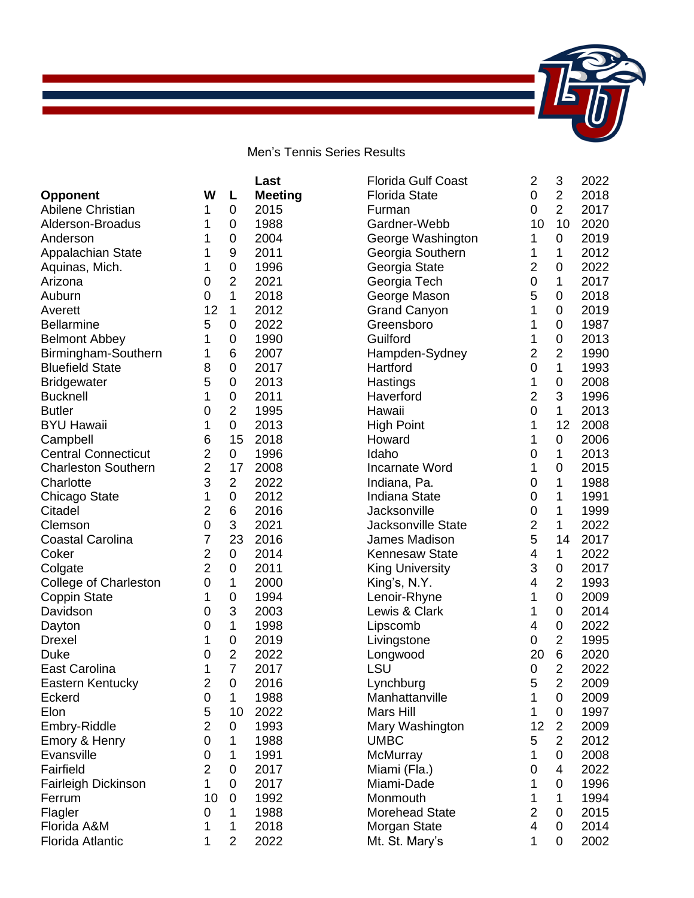Men's Tennis Series Results

| Opponent | W | L | Last Meeting |
|---|---|---|---|
| Abilene Christian | 1 | 0 | 2015 |
| Alderson-Broadus | 1 | 0 | 1988 |
| Anderson | 1 | 0 | 2004 |
| Appalachian State | 1 | 9 | 2011 |
| Aquinas, Mich. | 1 | 0 | 1996 |
| Arizona | 0 | 2 | 2021 |
| Auburn | 0 | 1 | 2018 |
| Averett | 12 | 1 | 2012 |
| Bellarmine | 5 | 0 | 2022 |
| Belmont Abbey | 1 | 0 | 1990 |
| Birmingham-Southern | 1 | 6 | 2007 |
| Bluefield State | 8 | 0 | 2017 |
| Bridgewater | 5 | 0 | 2013 |
| Bucknell | 1 | 0 | 2011 |
| Butler | 0 | 2 | 1995 |
| BYU Hawaii | 1 | 0 | 2013 |
| Campbell | 6 | 15 | 2018 |
| Central Connecticut | 2 | 0 | 1996 |
| Charleston Southern | 2 | 17 | 2008 |
| Charlotte | 3 | 2 | 2022 |
| Chicago State | 1 | 0 | 2012 |
| Citadel | 2 | 6 | 2016 |
| Clemson | 0 | 3 | 2021 |
| Coastal Carolina | 7 | 23 | 2016 |
| Coker | 2 | 0 | 2014 |
| Colgate | 2 | 0 | 2011 |
| College of Charleston | 0 | 1 | 2000 |
| Coppin State | 1 | 0 | 1994 |
| Davidson | 0 | 3 | 2003 |
| Dayton | 0 | 1 | 1998 |
| Drexel | 1 | 0 | 2019 |
| Duke | 0 | 2 | 2022 |
| East Carolina | 1 | 7 | 2017 |
| Eastern Kentucky | 2 | 0 | 2016 |
| Eckerd | 0 | 1 | 1988 |
| Elon | 5 | 10 | 2022 |
| Embry-Riddle | 2 | 0 | 1993 |
| Emory & Henry | 0 | 1 | 1988 |
| Evansville | 0 | 1 | 1991 |
| Fairfield | 2 | 0 | 2017 |
| Fairleigh Dickinson | 1 | 0 | 2017 |
| Ferrum | 10 | 0 | 1992 |
| Flagler | 0 | 1 | 1988 |
| Florida A&M | 1 | 1 | 2018 |
| Florida Atlantic | 1 | 2 | 2022 |
| Florida Gulf Coast | 2 | 3 | 2022 |
| Florida State | 0 | 2 | 2018 |
| Furman | 0 | 2 | 2017 |
| Gardner-Webb | 10 | 10 | 2020 |
| George Washington | 1 | 0 | 2019 |
| Georgia Southern | 1 | 1 | 2012 |
| Georgia State | 2 | 0 | 2022 |
| Georgia Tech | 0 | 1 | 2017 |
| George Mason | 5 | 0 | 2018 |
| Grand Canyon | 1 | 0 | 2019 |
| Greensboro | 1 | 0 | 1987 |
| Guilford | 1 | 0 | 2013 |
| Hampden-Sydney | 2 | 2 | 1990 |
| Hartford | 0 | 1 | 1993 |
| Hastings | 1 | 0 | 2008 |
| Haverford | 2 | 3 | 1996 |
| Hawaii | 0 | 1 | 2013 |
| High Point | 1 | 12 | 2008 |
| Howard | 1 | 0 | 2006 |
| Idaho | 0 | 1 | 2013 |
| Incarnate Word | 1 | 0 | 2015 |
| Indiana, Pa. | 0 | 1 | 1988 |
| Indiana State | 0 | 1 | 1991 |
| Jacksonville | 0 | 1 | 1999 |
| Jacksonville State | 2 | 1 | 2022 |
| James Madison | 5 | 14 | 2017 |
| Kennesaw State | 4 | 1 | 2022 |
| King University | 3 | 0 | 2017 |
| King's, N.Y. | 4 | 2 | 1993 |
| Lenoir-Rhyne | 1 | 0 | 2009 |
| Lewis & Clark | 1 | 0 | 2014 |
| Lipscomb | 4 | 0 | 2022 |
| Livingstone | 0 | 2 | 1995 |
| Longwood | 20 | 6 | 2020 |
| LSU | 0 | 2 | 2022 |
| Lynchburg | 5 | 2 | 2009 |
| Manhattanville | 1 | 0 | 2009 |
| Mars Hill | 1 | 0 | 1997 |
| Mary Washington | 12 | 2 | 2009 |
| UMBC | 5 | 2 | 2012 |
| McMurray | 1 | 0 | 2008 |
| Miami (Fla.) | 0 | 4 | 2022 |
| Miami-Dade | 1 | 0 | 1996 |
| Monmouth | 1 | 1 | 1994 |
| Morehead State | 2 | 0 | 2015 |
| Morgan State | 4 | 0 | 2014 |
| Mt. St. Mary's | 1 | 0 | 2002 |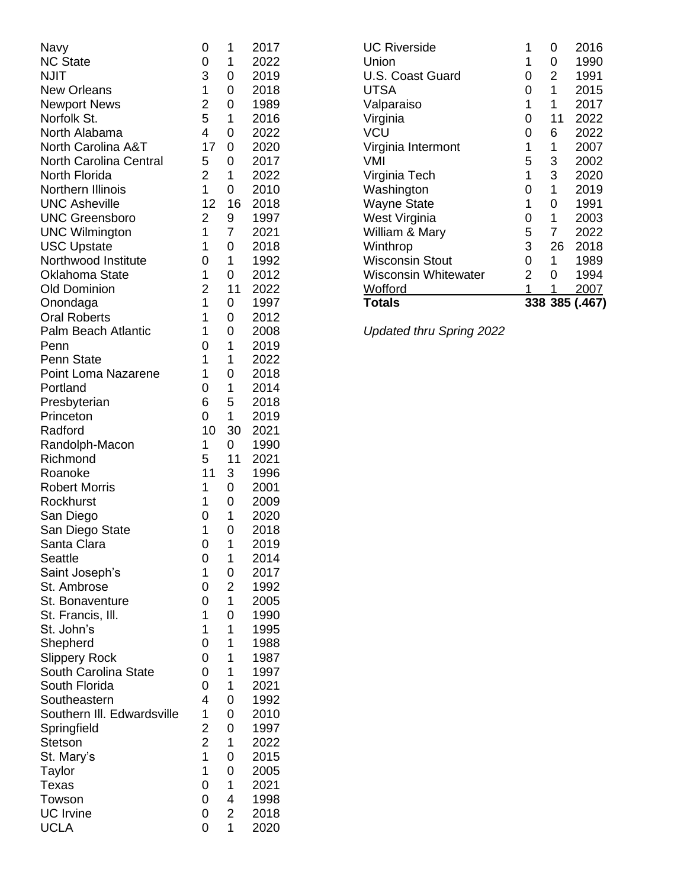| | | | |
|---|---|---|---|
| Navy | 0 | 1 | 2017 |
| NC State | 0 | 1 | 2022 |
| NJIT | 3 | 0 | 2019 |
| New Orleans | 1 | 0 | 2018 |
| Newport News | 2 | 0 | 1989 |
| Norfolk St. | 5 | 1 | 2016 |
| North Alabama | 4 | 0 | 2022 |
| North Carolina A&T | 17 | 0 | 2020 |
| North Carolina Central | 5 | 0 | 2017 |
| North Florida | 2 | 1 | 2022 |
| Northern Illinois | 1 | 0 | 2010 |
| UNC Asheville | 12 | 16 | 2018 |
| UNC Greensboro | 2 | 9 | 1997 |
| UNC Wilmington | 1 | 7 | 2021 |
| USC Upstate | 1 | 0 | 2018 |
| Northwood Institute | 0 | 1 | 1992 |
| Oklahoma State | 1 | 0 | 2012 |
| Old Dominion | 2 | 11 | 2022 |
| Onondaga | 1 | 0 | 1997 |
| Oral Roberts | 1 | 0 | 2012 |
| Palm Beach Atlantic | 1 | 0 | 2008 |
| Penn | 0 | 1 | 2019 |
| Penn State | 1 | 1 | 2022 |
| Point Loma Nazarene | 1 | 0 | 2018 |
| Portland | 0 | 1 | 2014 |
| Presbyterian | 6 | 5 | 2018 |
| Princeton | 0 | 1 | 2019 |
| Radford | 10 | 30 | 2021 |
| Randolph-Macon | 1 | 0 | 1990 |
| Richmond | 5 | 11 | 2021 |
| Roanoke | 11 | 3 | 1996 |
| Robert Morris | 1 | 0 | 2001 |
| Rockhurst | 1 | 0 | 2009 |
| San Diego | 0 | 1 | 2020 |
| San Diego State | 1 | 0 | 2018 |
| Santa Clara | 0 | 1 | 2019 |
| Seattle | 0 | 1 | 2014 |
| Saint Joseph's | 1 | 0 | 2017 |
| St. Ambrose | 0 | 2 | 1992 |
| St. Bonaventure | 0 | 1 | 2005 |
| St. Francis, Ill. | 1 | 0 | 1990 |
| St. John's | 1 | 1 | 1995 |
| Shepherd | 0 | 1 | 1988 |
| Slippery Rock | 0 | 1 | 1987 |
| South Carolina State | 0 | 1 | 1997 |
| South Florida | 0 | 1 | 2021 |
| Southeastern | 4 | 0 | 1992 |
| Southern Ill. Edwardsville | 1 | 0 | 2010 |
| Springfield | 2 | 0 | 1997 |
| Stetson | 2 | 1 | 2022 |
| St. Mary's | 1 | 0 | 2015 |
| Taylor | 1 | 0 | 2005 |
| Texas | 0 | 1 | 2021 |
| Towson | 0 | 4 | 1998 |
| UC Irvine | 0 | 2 | 2018 |
| UCLA | 0 | 1 | 2020 |
| UC Riverside | 1 | 0 | 2016 |
| Union | 1 | 0 | 1990 |
| U.S. Coast Guard | 0 | 2 | 1991 |
| UTSA | 0 | 1 | 2015 |
| Valparaiso | 1 | 1 | 2017 |
| Virginia | 0 | 11 | 2022 |
| VCU | 0 | 6 | 2022 |
| Virginia Intermont | 1 | 1 | 2007 |
| VMI | 5 | 3 | 2002 |
| Virginia Tech | 1 | 3 | 2020 |
| Washington | 0 | 1 | 2019 |
| Wayne State | 1 | 0 | 1991 |
| West Virginia | 0 | 1 | 2003 |
| William & Mary | 5 | 7 | 2022 |
| Winthrop | 3 | 26 | 2018 |
| Wisconsin Stout | 0 | 1 | 1989 |
| Wisconsin Whitewater | 2 | 0 | 1994 |
| Wofford | 1 | 1 | 2007 |
| **Totals** | **338** | **385** | **(.467)** |

*Updated thru Spring 2022*